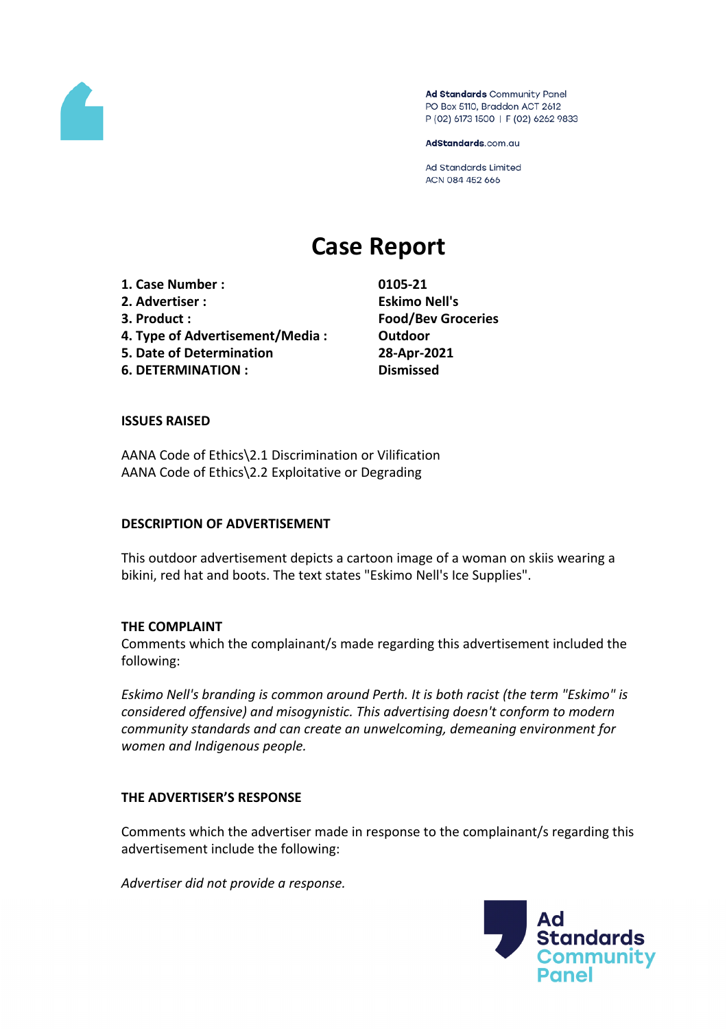Ad Standards Community Panel
PO Box 5110, Braddon ACT 2612
P (02) 6173 1500 | F (02) 6262 9833

AdStandards.com.au

Ad Standards Limited
ACN 084 452 666

# Case Report

| | |
|---|---|
| **1. Case Number :** | **0105-21** |
| **2. Advertiser :** | **Eskimo Nell's** |
| **3. Product :** | **Food/Bev Groceries** |
| **4. Type of Advertisement/Media :** | **Outdoor** |
| **5. Date of Determination** | **28-Apr-2021** |
| **6. DETERMINATION :** | **Dismissed** |

**ISSUES RAISED**

AANA Code of Ethics\2.1 Discrimination or Vilification
AANA Code of Ethics\2.2 Exploitative or Degrading

**DESCRIPTION OF ADVERTISEMENT**

This outdoor advertisement depicts a cartoon image of a woman on skiis wearing a bikini, red hat and boots. The text states "Eskimo Nell's Ice Supplies".

**THE COMPLAINT**

Comments which the complainant/s made regarding this advertisement included the following:

*Eskimo Nell's branding is common around Perth. It is both racist (the term "Eskimo" is considered offensive) and misogynistic. This advertising doesn't conform to modern community standards and can create an unwelcoming, demeaning environment for women and Indigenous people.*

**THE ADVERTISER'S RESPONSE**

Comments which the advertiser made in response to the complainant/s regarding this advertisement include the following:

*Advertiser did not provide a response.*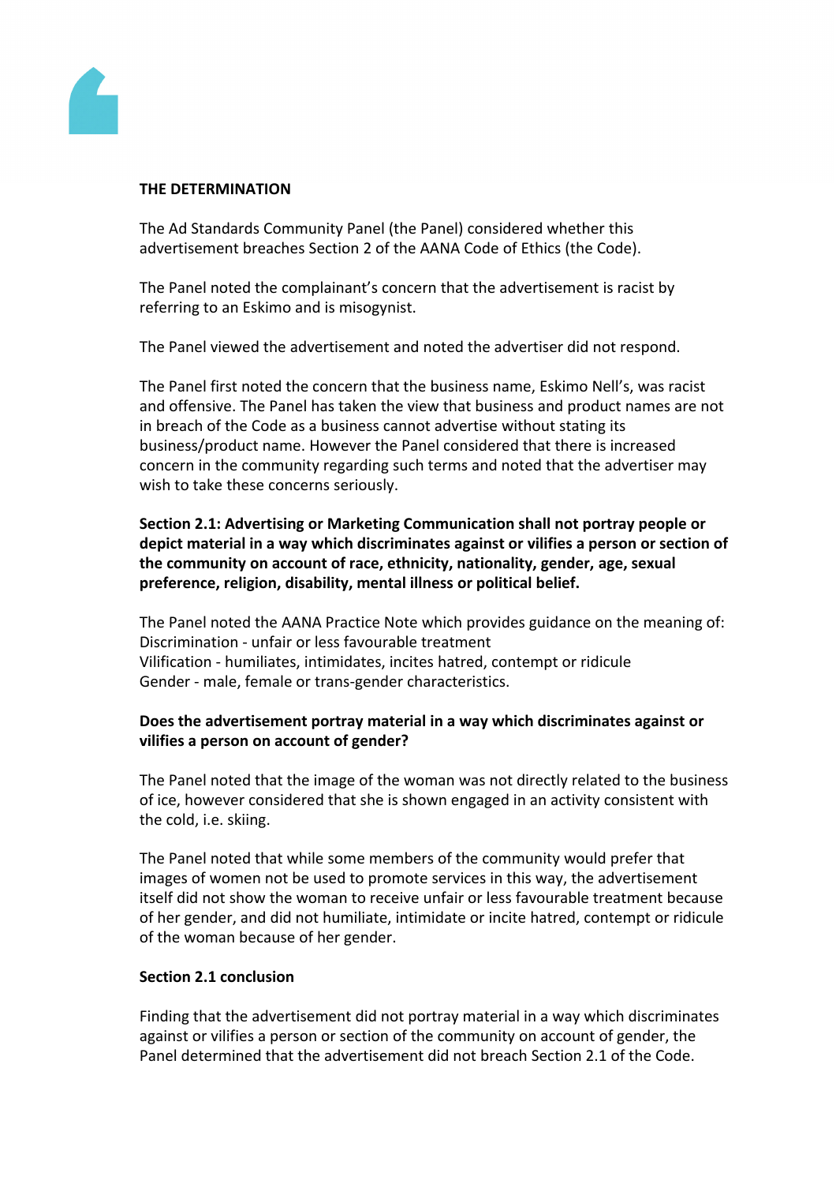## THE DETERMINATION

The Ad Standards Community Panel (the Panel) considered whether this advertisement breaches Section 2 of the AANA Code of Ethics (the Code).

The Panel noted the complainant's concern that the advertisement is racist by referring to an Eskimo and is misogynist.

The Panel viewed the advertisement and noted the advertiser did not respond.

The Panel first noted the concern that the business name, Eskimo Nell's, was racist and offensive. The Panel has taken the view that business and product names are not in breach of the Code as a business cannot advertise without stating its business/product name. However the Panel considered that there is increased concern in the community regarding such terms and noted that the advertiser may wish to take these concerns seriously.

**Section 2.1: Advertising or Marketing Communication shall not portray people or depict material in a way which discriminates against or vilifies a person or section of the community on account of race, ethnicity, nationality, gender, age, sexual preference, religion, disability, mental illness or political belief.**

The Panel noted the AANA Practice Note which provides guidance on the meaning of:
Discrimination - unfair or less favourable treatment
Vilification - humiliates, intimidates, incites hatred, contempt or ridicule
Gender - male, female or trans-gender characteristics.

**Does the advertisement portray material in a way which discriminates against or vilifies a person on account of gender?**

The Panel noted that the image of the woman was not directly related to the business of ice, however considered that she is shown engaged in an activity consistent with the cold, i.e. skiing.

The Panel noted that while some members of the community would prefer that images of women not be used to promote services in this way, the advertisement itself did not show the woman to receive unfair or less favourable treatment because of her gender, and did not humiliate, intimidate or incite hatred, contempt or ridicule of the woman because of her gender.

**Section 2.1 conclusion**

Finding that the advertisement did not portray material in a way which discriminates against or vilifies a person or section of the community on account of gender, the Panel determined that the advertisement did not breach Section 2.1 of the Code.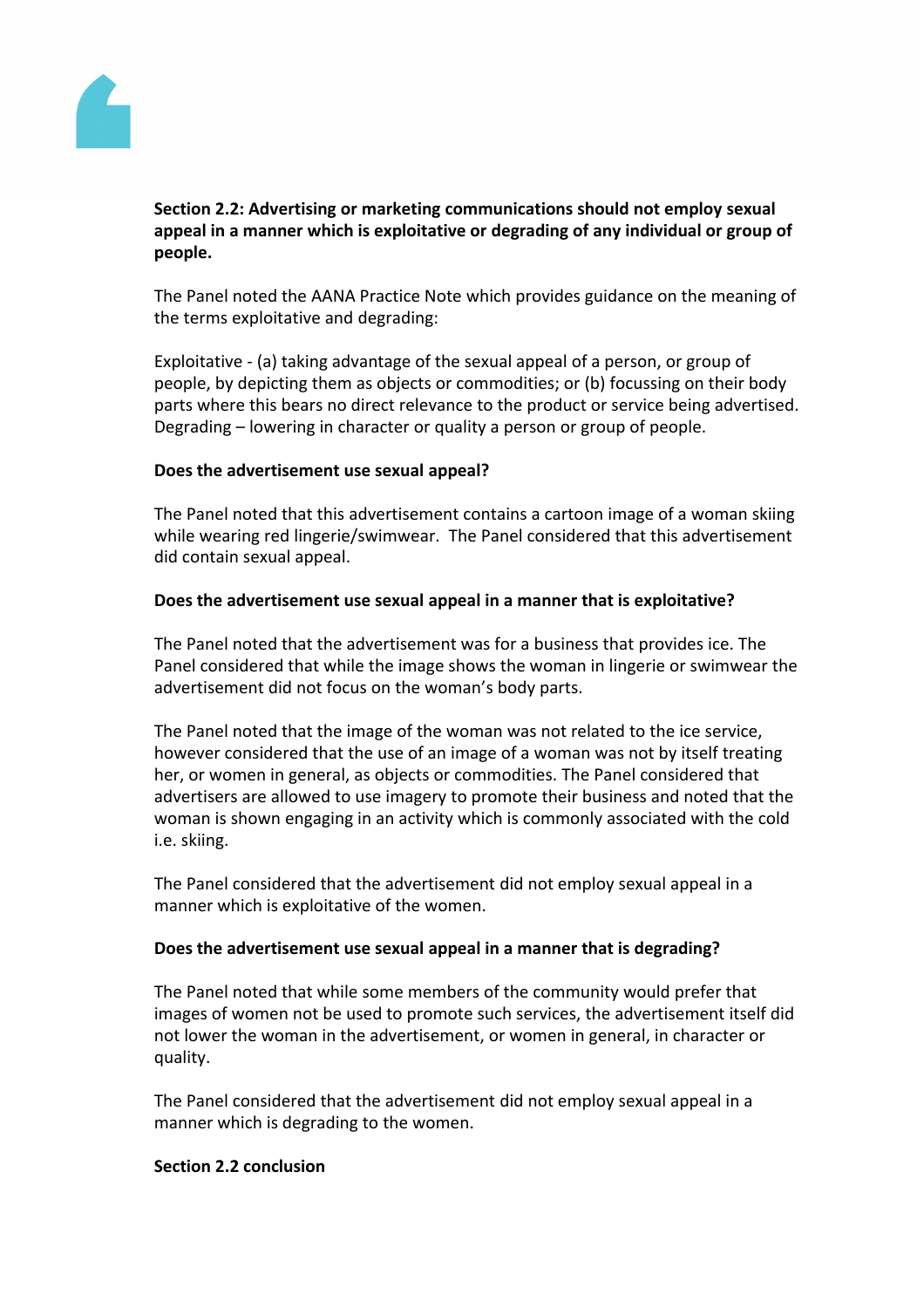**Section 2.2: Advertising or marketing communications should not employ sexual appeal in a manner which is exploitative or degrading of any individual or group of people.**

The Panel noted the AANA Practice Note which provides guidance on the meaning of the terms exploitative and degrading:

Exploitative - (a) taking advantage of the sexual appeal of a person, or group of people, by depicting them as objects or commodities; or (b) focussing on their body parts where this bears no direct relevance to the product or service being advertised. Degrading – lowering in character or quality a person or group of people.

**Does the advertisement use sexual appeal?**

The Panel noted that this advertisement contains a cartoon image of a woman skiing while wearing red lingerie/swimwear. The Panel considered that this advertisement did contain sexual appeal.

**Does the advertisement use sexual appeal in a manner that is exploitative?**

The Panel noted that the advertisement was for a business that provides ice. The Panel considered that while the image shows the woman in lingerie or swimwear the advertisement did not focus on the woman's body parts.

The Panel noted that the image of the woman was not related to the ice service, however considered that the use of an image of a woman was not by itself treating her, or women in general, as objects or commodities. The Panel considered that advertisers are allowed to use imagery to promote their business and noted that the woman is shown engaging in an activity which is commonly associated with the cold i.e. skiing.

The Panel considered that the advertisement did not employ sexual appeal in a manner which is exploitative of the women.

**Does the advertisement use sexual appeal in a manner that is degrading?**

The Panel noted that while some members of the community would prefer that images of women not be used to promote such services, the advertisement itself did not lower the woman in the advertisement, or women in general, in character or quality.

The Panel considered that the advertisement did not employ sexual appeal in a manner which is degrading to the women.

**Section 2.2 conclusion**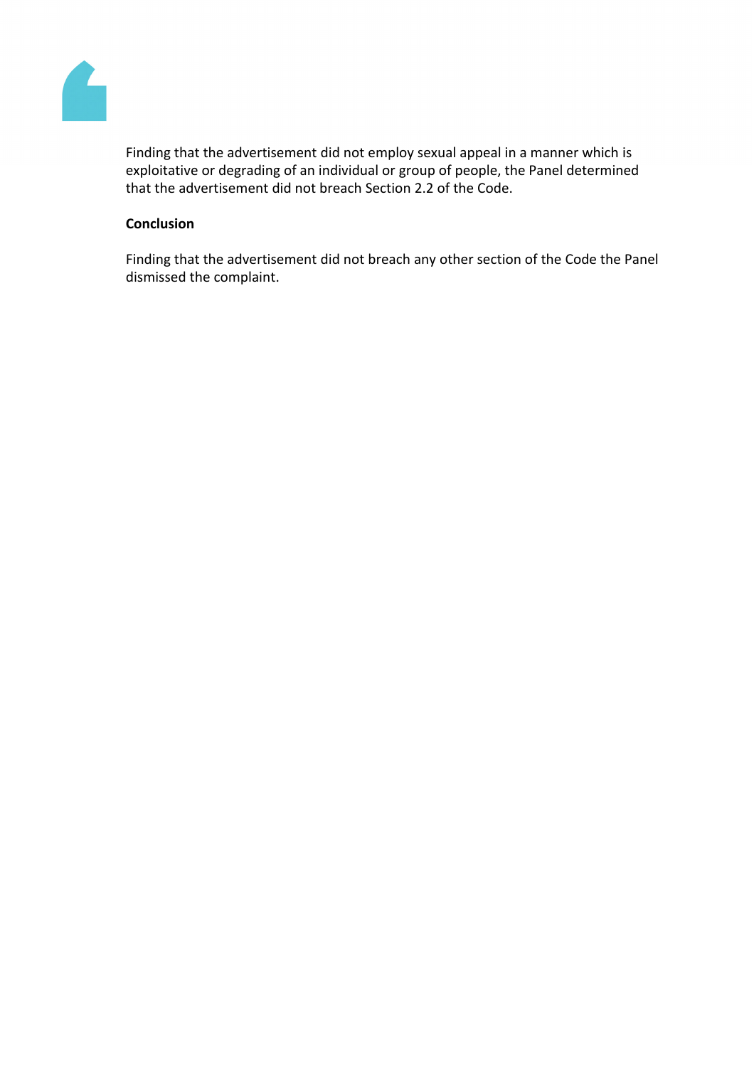Finding that the advertisement did not employ sexual appeal in a manner which is exploitative or degrading of an individual or group of people, the Panel determined that the advertisement did not breach Section 2.2 of the Code.

**Conclusion**

Finding that the advertisement did not breach any other section of the Code the Panel dismissed the complaint.